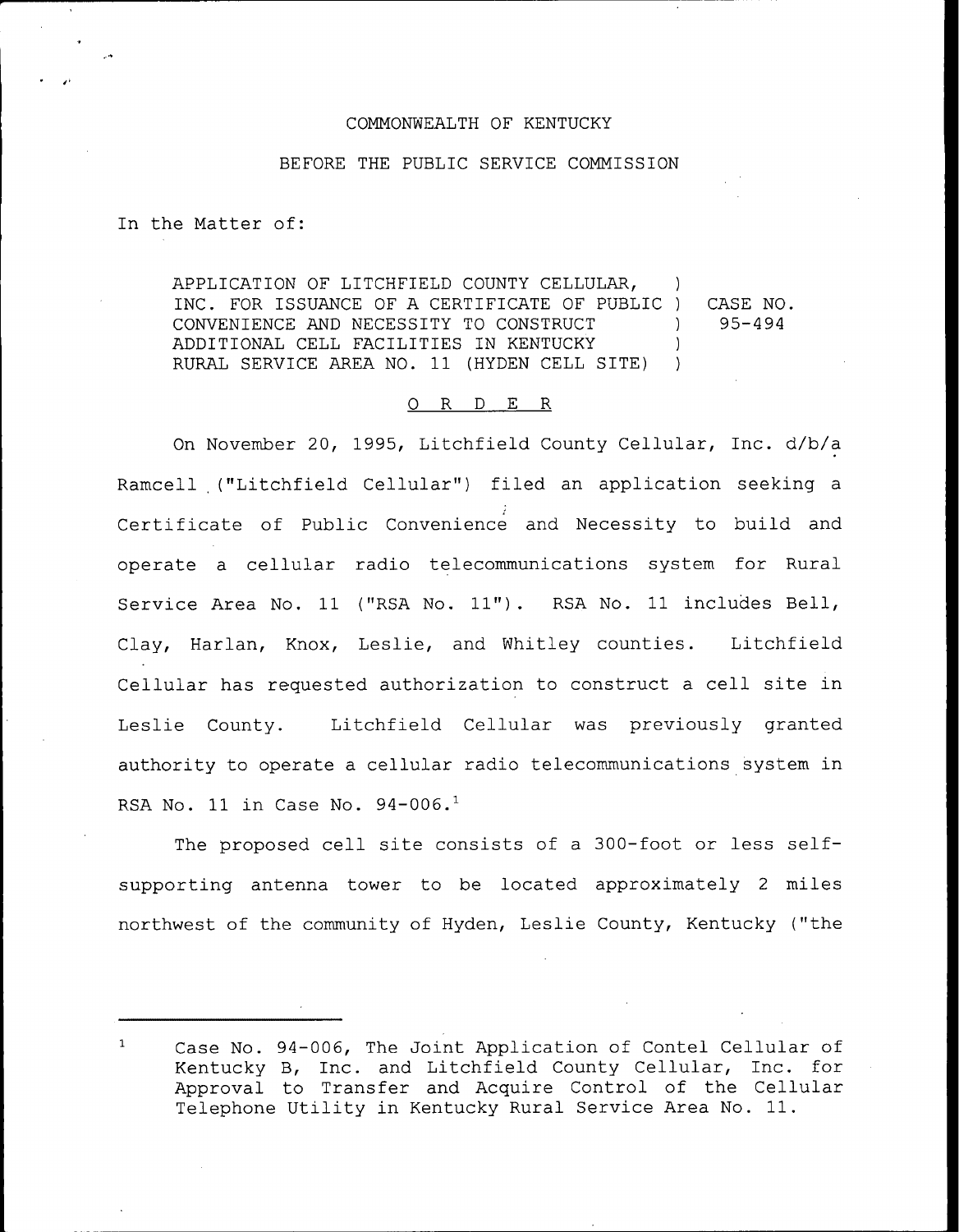COMMONWEALTH OF KENTUCKY

BEFORE THE PUBLIC SERVICE COMMISSION

In the Matter of:

APPLICATION OF LITCHFIELD COUNTY CELLULAR, INC. FOR ISSUANCE OF A CERTIFICATE OF PUBLIC CONVENIENCE AND NECESSITY TO CONSTRUCT ADDITIONAL CELL FACILITIES IN KENTUCKY RURAL SERVICE AREA NO. 11 (HYDEN CELL SITE) ) CASE NO. 95-494

O R D E R

On November 20, 1995, Litchfield County Cellular, Inc. d/b/a Ramcell ("Litchfield Cellular") filed an application seeking a Certificate of Public Convenience and Necessity to build and operate a cellular radio telecommunications system for Rural Service Area No. 11 ("RSA No. 11"). RSA No. 11 includes Bell, Clay, Harlan, Knox, Leslie, and Whitley counties. Litchfield Cellular has requested authorization to construct a cell site in Leslie County. Litchfield Cellular was previously granted authority to operate a cellular radio telecommunications system in RSA No. 11 in Case No. 94-006.[1]

The proposed cell site consists of a 300-foot or less self-supporting antenna tower to be located approximately 2 miles northwest of the community of Hyden, Leslie County, Kentucky ("the

---

[1] Case No. 94-006, The Joint Application of Contel Cellular of Kentucky B, Inc. and Litchfield County Cellular, Inc. for Approval to Transfer and Acquire Control of the Cellular Telephone Utility in Kentucky Rural Service Area No. 11.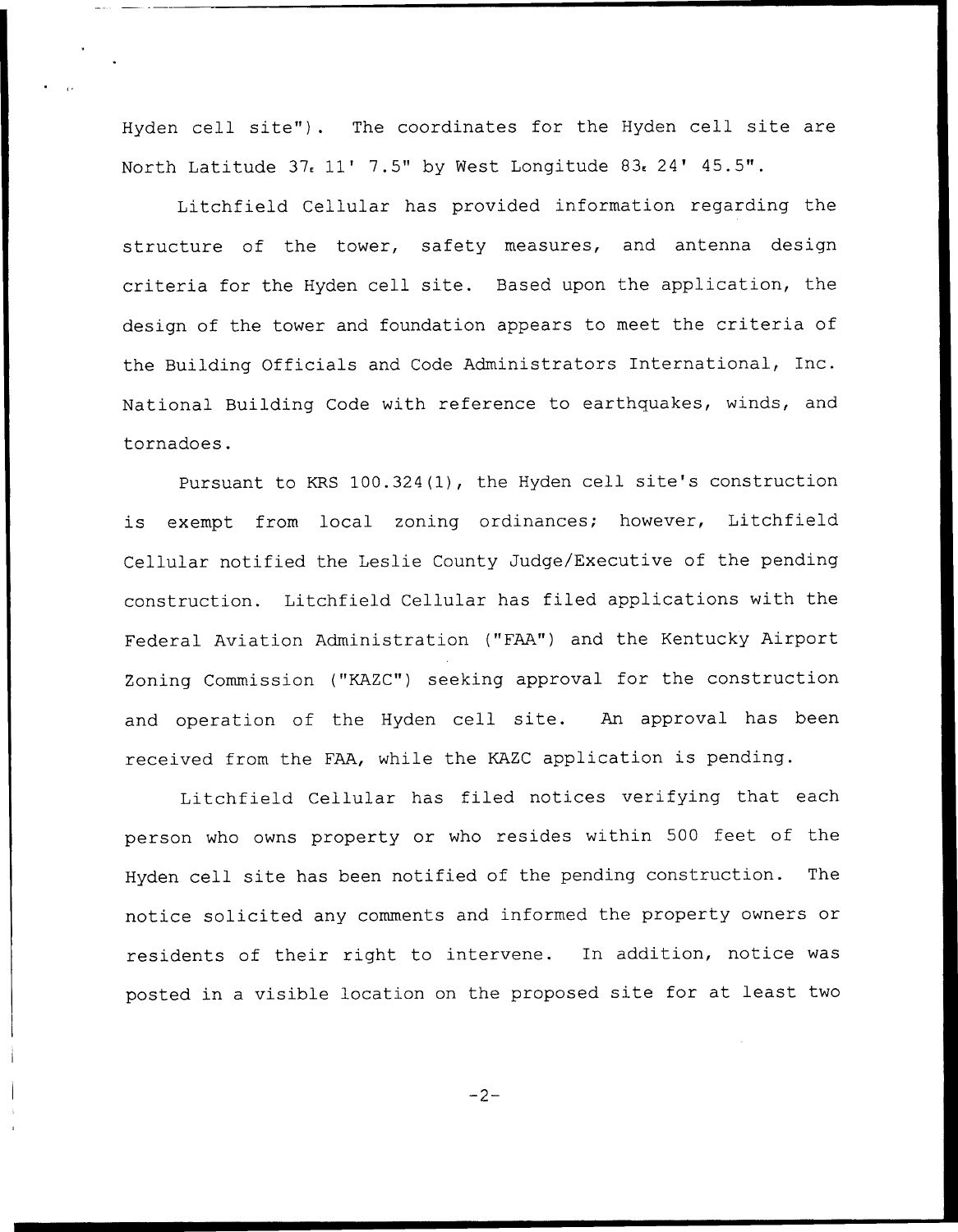Hyden cell site"). The coordinates for the Hyden cell site are North Latitude 37° 11' 7.5" by West Longitude 83° 24' 45.5".

Litchfield Cellular has provided information regarding the structure of the tower, safety measures, and antenna design criteria for the Hyden cell site. Based upon the application, the design of the tower and foundation appears to meet the criteria of the Building Officials and Code Administrators International, Inc. National Building Code with reference to earthquakes, winds, and tornadoes.

Pursuant to KRS 100.324(1), the Hyden cell site's construction is exempt from local zoning ordinances; however, Litchfield Cellular notified the Leslie County Judge/Executive of the pending construction. Litchfield Cellular has filed applications with the Federal Aviation Administration ("FAA") and the Kentucky Airport Zoning Commission ("KAZC") seeking approval for the construction and operation of the Hyden cell site. An approval has been received from the FAA, while the KAZC application is pending.

Litchfield Cellular has filed notices verifying that each person who owns property or who resides within 500 feet of the Hyden cell site has been notified of the pending construction. The notice solicited any comments and informed the property owners or residents of their right to intervene. In addition, notice was posted in a visible location on the proposed site for at least two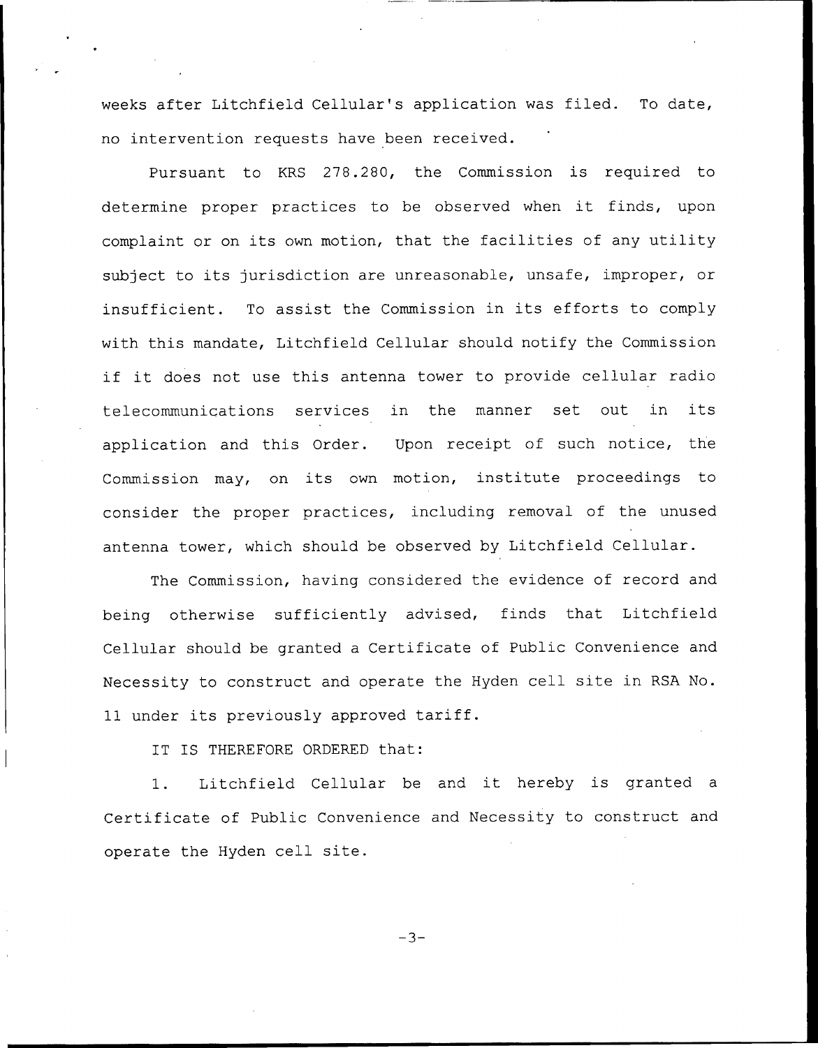weeks after Litchfield Cellular's application was filed. To date, no intervention requests have been received.

Pursuant to KRS 278.280, the Commission is required to determine proper practices to be observed when it finds, upon complaint or on its own motion, that the facilities of any utility subject to its jurisdiction are unreasonable, unsafe, improper, or insufficient. To assist the Commission in its efforts to comply with this mandate, Litchfield Cellular should notify the Commission if it does not use this antenna tower to provide cellular radio telecommunications services in the manner set out in its application and this Order. Upon receipt of such notice, the Commission may, on its own motion, institute proceedings to consider the proper practices, including removal of the unused antenna tower, which should be observed by Litchfield Cellular.

The Commission, having considered the evidence of record and being otherwise sufficiently advised, finds that Litchfield Cellular should be granted a Certificate of Public Convenience and Necessity to construct and operate the Hyden cell site in RSA No. 11 under its previously approved tariff.

IT IS THEREFORE ORDERED that:

1. Litchfield Cellular be and it hereby is granted a Certificate of Public Convenience and Necessity to construct and operate the Hyden cell site.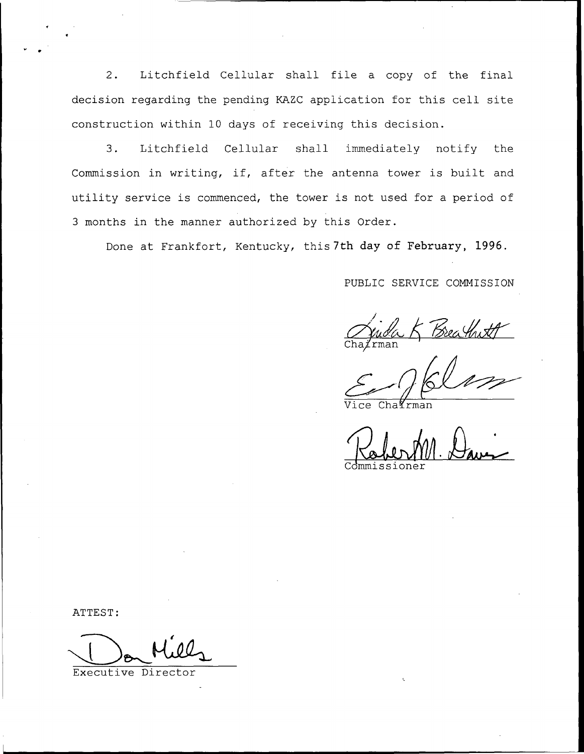2. Litchfield Cellular shall file a copy of the final decision regarding the pending KAZC application for this cell site construction within 10 days of receiving this decision.

3. Litchfield Cellular shall immediately notify the Commission in writing, if, after the antenna tower is built and utility service is commenced, the tower is not used for a period of 3 months in the manner authorized by this Order.

Done at Frankfort, Kentucky, this 7th day of February, 1996.

PUBLIC SERVICE COMMISSION

Linda K. Breathitt
Chairman

Vice Chairman

Robert M. Davis
Commissioner

ATTEST:

Don Mills
Executive Director